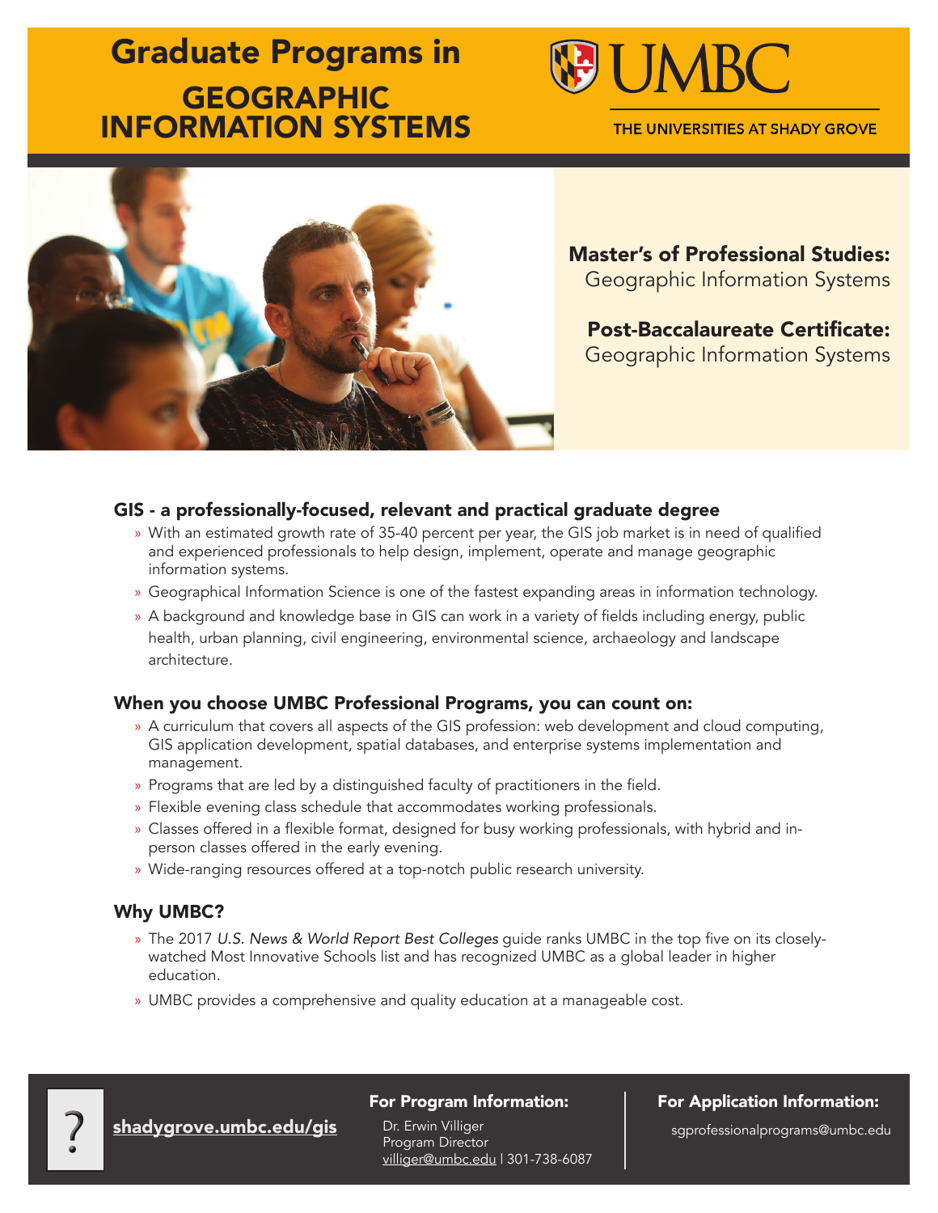# Graduate Programs in GEOGRAPHIC INFORMATION SYSTEMS

UMBC

THE UNIVERSITIES AT SHADY GROVE

**Master's of Professional Studies:**
Geographic Information Systems

**Post-Baccalaureate Certificate:**
Geographic Information Systems

## GIS - a professionally-focused, relevant and practical graduate degree

- With an estimated growth rate of 35-40 percent per year, the GIS job market is in need of qualified and experienced professionals to help design, implement, operate and manage geographic information systems.
- Geographical Information Science is one of the fastest expanding areas in information technology.
- A background and knowledge base in GIS can work in a variety of fields including energy, public health, urban planning, civil engineering, environmental science, archaeology and landscape architecture.

## When you choose UMBC Professional Programs, you can count on:

- A curriculum that covers all aspects of the GIS profession: web development and cloud computing, GIS application development, spatial databases, and enterprise systems implementation and management.
- Programs that are led by a distinguished faculty of practitioners in the field.
- Flexible evening class schedule that accommodates working professionals.
- Classes offered in a flexible format, designed for busy working professionals, with hybrid and in-person classes offered in the early evening.
- Wide-ranging resources offered at a top-notch public research university.

## Why UMBC?

- The 2017 *U.S. News & World Report Best Colleges* guide ranks UMBC in the top five on its closely-watched Most Innovative Schools list and has recognized UMBC as a global leader in higher education.
- UMBC provides a comprehensive and quality education at a manageable cost.

?

**shadygrove.umbc.edu/gis**

**For Program Information:**
Dr. Erwin Villiger
Program Director
villiger@umbc.edu | 301-738-6087

**For Application Information:**
sgprofessionalprograms@umbc.edu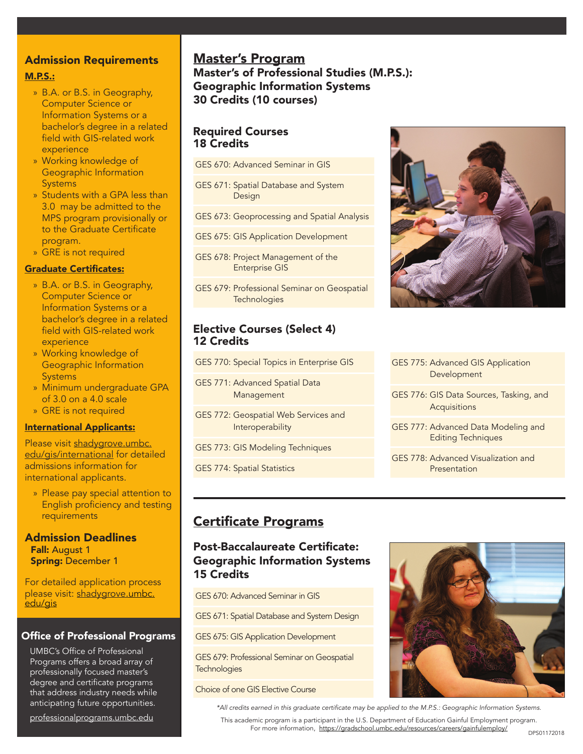## Admission Requirements

**M.P.S.:**

- B.A. or B.S. in Geography, Computer Science or Information Systems or a bachelor's degree in a related field with GIS-related work experience
- Working knowledge of Geographic Information Systems
- Students with a GPA less than 3.0 may be admitted to the MPS program provisionally or to the Graduate Certificate program.
- GRE is not required

**Graduate Certificates:**

- B.A. or B.S. in Geography, Computer Science or Information Systems or a bachelor's degree in a related field with GIS-related work experience
- Working knowledge of Geographic Information Systems
- Minimum undergraduate GPA of 3.0 on a 4.0 scale
- GRE is not required

**International Applicants:**

Please visit shadygrove.umbc.edu/gis/international for detailed admissions information for international applicants.

- Please pay special attention to English proficiency and testing requirements

## Admission Deadlines

**Fall:** August 1
**Spring:** December 1

For detailed application process please visit: shadygrove.umbc.edu/gis

## Office of Professional Programs

UMBC's Office of Professional Programs offers a broad array of professionally focused master's degree and certificate programs that address industry needs while anticipating future opportunities.

professionalprograms.umbc.edu

# Master's Program

## Master's of Professional Studies (M.P.S.): Geographic Information Systems 30 Credits (10 courses)

### Required Courses 18 Credits

- GES 670: Advanced Seminar in GIS
- GES 671: Spatial Database and System Design
- GES 673: Geoprocessing and Spatial Analysis
- GES 675: GIS Application Development
- GES 678: Project Management of the Enterprise GIS
- GES 679: Professional Seminar on Geospatial Technologies

### Elective Courses (Select 4) 12 Credits

- GES 770: Special Topics in Enterprise GIS
- GES 771: Advanced Spatial Data Management
- GES 772: Geospatial Web Services and Interoperability
- GES 773: GIS Modeling Techniques
- GES 774: Spatial Statistics
- GES 775: Advanced GIS Application Development
- GES 776: GIS Data Sources, Tasking, and Acquisitions
- GES 777: Advanced Data Modeling and Editing Techniques
- GES 778: Advanced Visualization and Presentation

# Certificate Programs

## Post-Baccalaureate Certificate: Geographic Information Systems 15 Credits

- GES 670: Advanced Seminar in GIS
- GES 671: Spatial Database and System Design
- GES 675: GIS Application Development
- GES 679: Professional Seminar on Geospatial Technologies
- Choice of one GIS Elective Course

*\*All credits earned in this graduate certificate may be applied to the M.P.S.: Geographic Information Systems.*

This academic program is a participant in the U.S. Department of Education Gainful Employment program. For more information, https://gradschool.umbc.edu/resources/careers/gainfulemploy/

DPS01172018